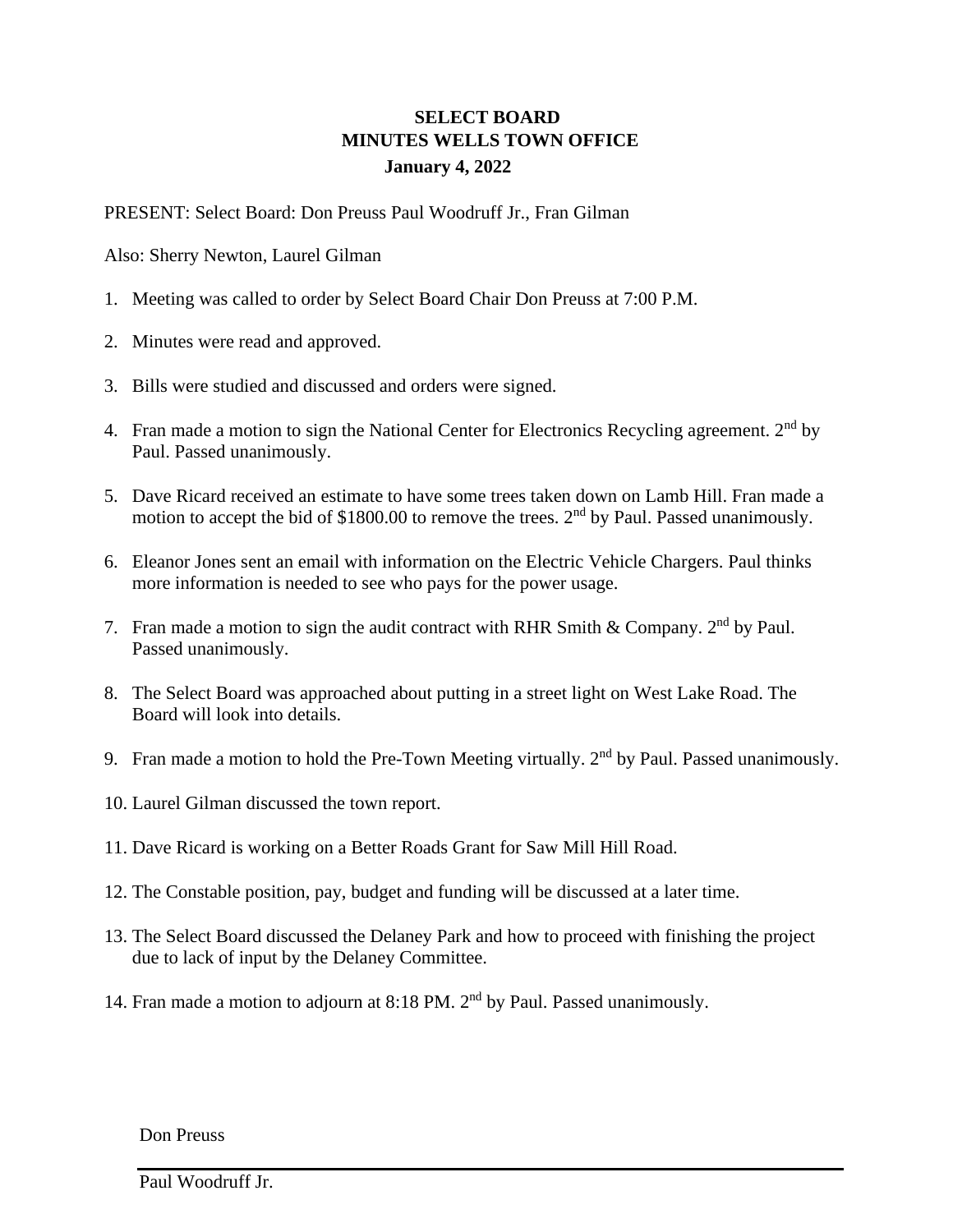# SELECT BOARD
## MINUTES WELLS TOWN OFFICE
### January 4, 2022

PRESENT: Select Board: Don Preuss Paul Woodruff Jr., Fran Gilman

Also: Sherry Newton, Laurel Gilman

1. Meeting was called to order by Select Board Chair Don Preuss at 7:00 P.M.

2. Minutes were read and approved.

3. Bills were studied and discussed and orders were signed.

4. Fran made a motion to sign the National Center for Electronics Recycling agreement. 2nd by Paul. Passed unanimously.

5. Dave Ricard received an estimate to have some trees taken down on Lamb Hill. Fran made a motion to accept the bid of $1800.00 to remove the trees. 2nd by Paul. Passed unanimously.

6. Eleanor Jones sent an email with information on the Electric Vehicle Chargers. Paul thinks more information is needed to see who pays for the power usage.

7. Fran made a motion to sign the audit contract with RHR Smith & Company. 2nd by Paul. Passed unanimously.

8. The Select Board was approached about putting in a street light on West Lake Road. The Board will look into details.

9. Fran made a motion to hold the Pre-Town Meeting virtually. 2nd by Paul. Passed unanimously.

10. Laurel Gilman discussed the town report.

11. Dave Ricard is working on a Better Roads Grant for Saw Mill Hill Road.

12. The Constable position, pay, budget and funding will be discussed at a later time.

13. The Select Board discussed the Delaney Park and how to proceed with finishing the project due to lack of input by the Delaney Committee.

14. Fran made a motion to adjourn at 8:18 PM. 2nd by Paul. Passed unanimously.

Don Preuss

---

Paul Woodruff Jr.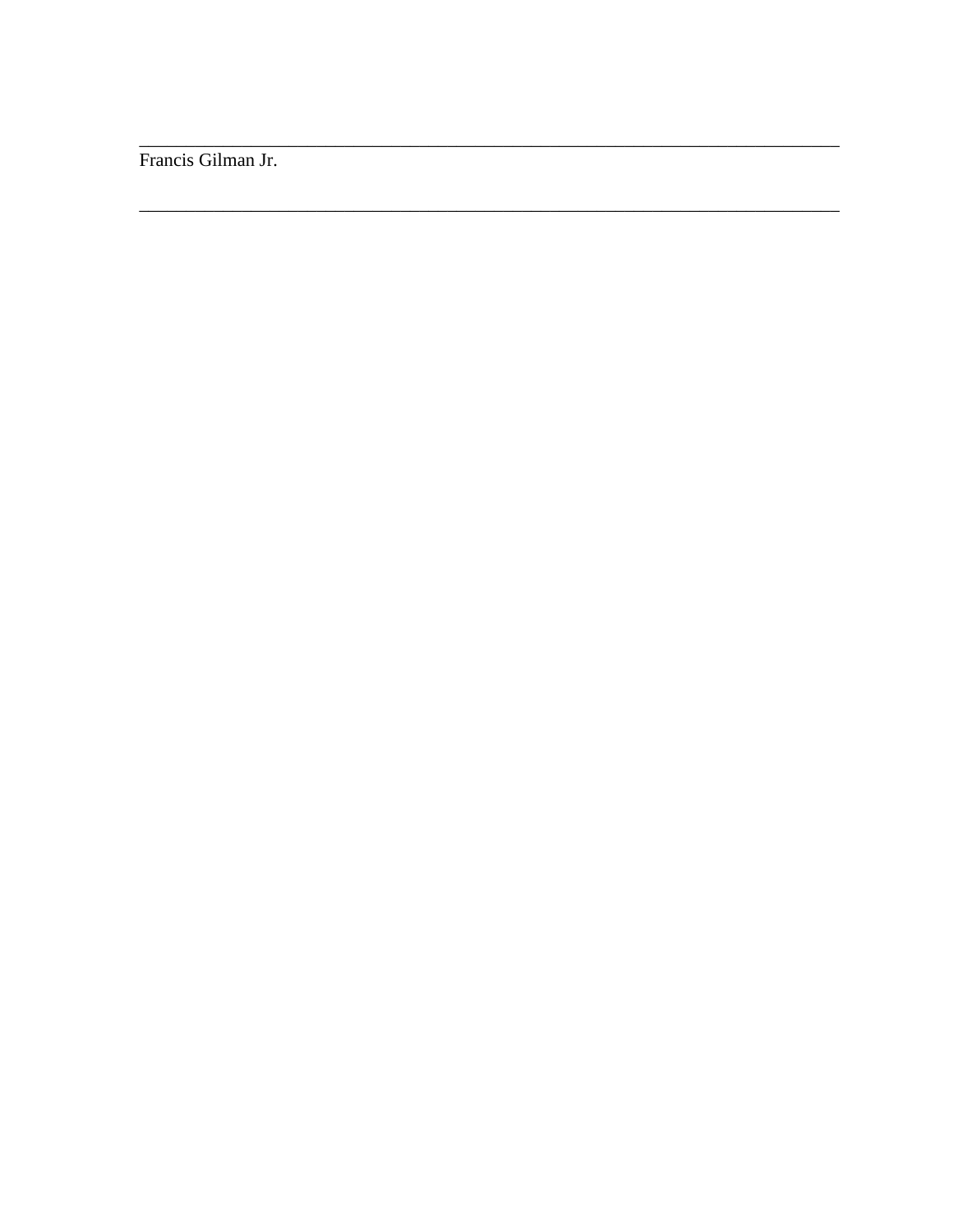\_\_\_\_\_\_\_\_\_\_\_\_\_\_\_\_\_\_\_\_\_\_\_\_\_\_\_\_\_\_\_\_\_\_\_\_\_\_\_\_\_\_\_\_\_\_\_\_\_\_\_\_\_\_\_\_\_\_\_\_\_\_\_\_\_\_\_\_\_\_\_\_\_\_

Francis Gilman Jr.

\_\_\_\_\_\_\_\_\_\_\_\_\_\_\_\_\_\_\_\_\_\_\_\_\_\_\_\_\_\_\_\_\_\_\_\_\_\_\_\_\_\_\_\_\_\_\_\_\_\_\_\_\_\_\_\_\_\_\_\_\_\_\_\_\_\_\_\_\_\_\_\_\_\_